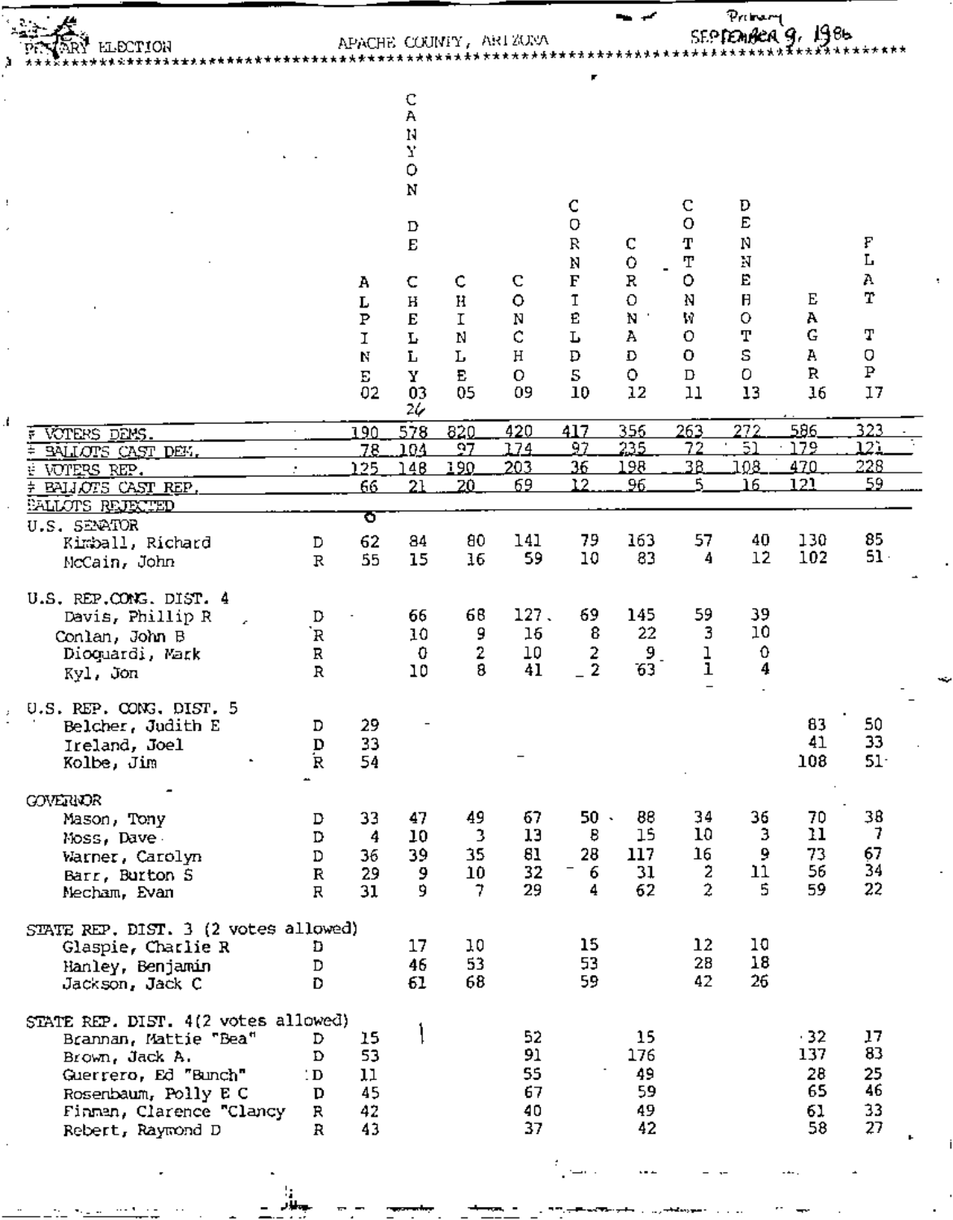PRIMARY ELECTION APACHE COUNTY, ARIZONA Primary SEPTEMBER 9, 1986

| | | ALPINE 02 | CANYON DE CHELLY 03 26 | CHINLE 05 | CONCHO 09 | CORNFIELDS 10 | CORONADO 12 | COTTONWOOD 11 | DENNEHOTSO 13 | EAGAR 16 | FLAT TOP 17 |
|---|---|---|---|---|---|---|---|---|---|---|---|
| # VOTERS DEMS. | | 190 | 578 | 820 | 420 | 417 | 356 | 263 | 272 | 586 | 323 |
| # BALLOTS CAST DEM. | | 78 | 104 | 97 | 174 | 97 | 235 | 72 | 51 | 179 | 121 |
| # VOTERS REP. | | 125 | 148 | 190 | 203 | 36 | 198 | 38 | 108 | 470 | 228 |
| # BALLOTS CAST REP. | | 66 | 21 | 20 | 69 | 12 | 96 | 5 | 16 | 121 | 59 |
| BALLOTS REJECTED | | 0 | | | | | | | | | |
| **U.S. SENATOR** | | | | | | | | | | | |
| Kimball, Richard | D | 62 | 84 | 80 | 141 | 79 | 163 | 57 | 40 | 130 | 85 |
| McCain, John | R | 55 | 15 | 16 | 59 | 10 | 83 | 4 | 12 | 102 | 51 |
| **U.S. REP. CONG. DIST. 4** | | | | | | | | | | | |
| Davis, Phillip R | D | | 66 | 68 | 127 | 69 | 145 | 59 | 39 | | |
| Conlan, John B | R | | 10 | 9 | 16 | 8 | 22 | 3 | 10 | | |
| Dioguardi, Mark | R | | 0 | 2 | 10 | 2 | 9 | 1 | 0 | | |
| Kyl, Jon | R | | 10 | 8 | 41 | 2 | 63 | 1 | 4 | | |
| **U.S. REP. CONG. DIST. 5** | | | | | | | | | | | |
| Belcher, Judith E | D | 29 | | | | | | | | 83 | 50 |
| Ireland, Joel | D | 33 | | | | | | | | 41 | 33 |
| Kolbe, Jim | R | 54 | | | | | | | | 108 | 51 |
| **GOVERNOR** | | | | | | | | | | | |
| Mason, Tony | D | 33 | 47 | 49 | 67 | 50 | 88 | 34 | 36 | 70 | 38 |
| Moss, Dave | D | 4 | 10 | 3 | 13 | 8 | 15 | 10 | 3 | 11 | 7 |
| Warner, Carolyn | D | 36 | 39 | 35 | 81 | 28 | 117 | 16 | 9 | 73 | 67 |
| Barr, Burton S | R | 29 | 9 | 10 | 32 | 6 | 31 | 2 | 11 | 56 | 34 |
| Mecham, Evan | R | 31 | 9 | 7 | 29 | 4 | 62 | 2 | 5 | 59 | 22 |
| **STATE REP. DIST. 3 (2 votes allowed)** | | | | | | | | | | | |
| Glaspie, Charlie R | D | | 17 | 10 | | 15 | | 12 | 10 | | |
| Hanley, Benjamin | D | | 46 | 53 | | 53 | | 28 | 18 | | |
| Jackson, Jack C | D | | 61 | 68 | | 59 | | 42 | 26 | | |
| **STATE REP. DIST. 4 (2 votes allowed)** | | | | | | | | | | | |
| Brannan, Mattie "Bea" | D | 15 | | | 52 | | 15 | | | 32 | 17 |
| Brown, Jack A. | D | 53 | | | 91 | | 176 | | | 137 | 83 |
| Guerrero, Ed "Bunch" | D | 11 | | | 55 | | 49 | | | 28 | 25 |
| Rosenbaum, Polly E C | D | 45 | | | 67 | | 59 | | | 65 | 46 |
| Finnan, Clarence "Clancy" | R | 42 | | | 40 | | 49 | | | 61 | 33 |
| Rebert, Raymond D | R | 43 | | | 37 | | 42 | | | 58 | 27 |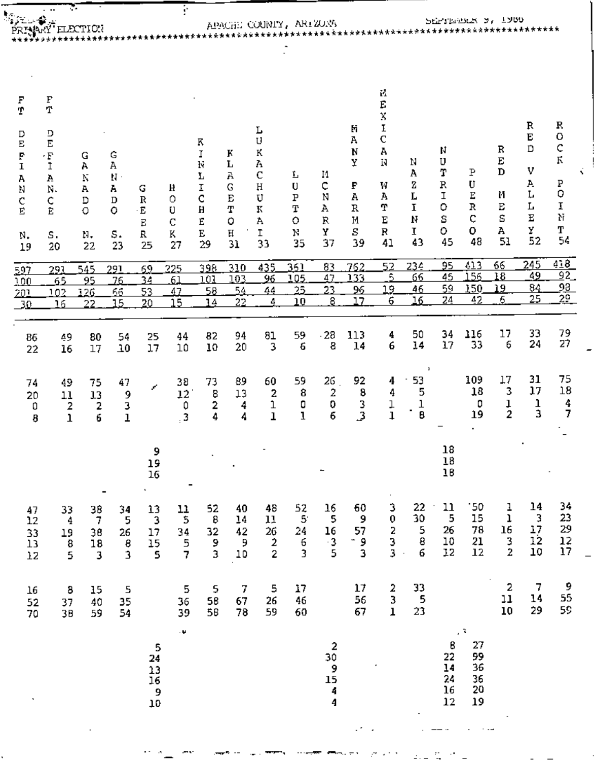PRIMARY ELECTION APACHE COUNTY, ARIZONA SEPTEMBER 9, 1986

| FT DEFIANCE N. 19 | FT DEFIANCE S. 20 | GANADO N. 22 | GANADO S. 23 | GREER 25 | HOUCK 27 | KINLICHEE 29 | KLAGETOH 31 | LUKACHUKAI 33 | LUPTON 35 | MCNARY 37 | MANY FARMS 39 | MEXICAN WATER 41 | NAZLINI 43 | NUTRIOSO 45 | PUERCO 48 | RED MESA 51 | RED VALLEY 52 | ROCK POINT 54 |
|---|---|---|---|---|---|---|---|---|---|---|---|---|---|---|---|---|---|---|
| 597 | 291 | 545 | 291 | 69 | 225 | 398 | 310 | 435 | 361 | 83 | 762 | 52 | 234 | 95 | 413 | 66 | 245 | 418 |
| 100 | 65 | 95 | 76 | 34 | 61 | 101 | 103 | 96 | 105 | 47 | 133 | 5 | 66 | 45 | 156 | 18 | 49 | 92 |
| 201 | 102 | 126 | 66 | 53 | 47 | 58 | 54 | 44 | 25 | 23 | 96 | 19 | 46 | 59 | 150 | 19 | 84 | 98 |
| 30 | 16 | 22 | 15 | 20 | 15 | 14 | 22 | 4 | 10 | 8 | 17 | 6 | 16 | 24 | 42 | 6 | 25 | 29 |
| | | | | | | | | | | | | | | | | | | |
| 86 | 49 | 80 | 54 | 25 | 44 | 82 | 94 | 81 | 59 | 28 | 113 | 4 | 50 | 34 | 116 | 17 | 33 | 79 |
| 22 | 16 | 17 | 10 | 17 | 10 | 10 | 20 | 3 | 6 | 8 | 14 | 6 | 14 | 17 | 33 | 6 | 24 | 27 |
| | | | | | | | | | | | | | | | | | | |
| 74 | 49 | 75 | 47 | | 38 | 73 | 89 | 60 | 59 | 26 | 92 | 4 | 53 | | 109 | 17 | 31 | 75 |
| 20 | 11 | 13 | 9 | | 12 | 8 | 13 | 2 | 8 | 2 | 8 | 4 | 5 | | 18 | 3 | 17 | 18 |
| 0 | 2 | 2 | 3 | | 0 | 2 | 4 | 1 | 0 | 0 | 3 | 1 | 1 | | 0 | 1 | 1 | 4 |
| 8 | 1 | 6 | 1 | | 3 | 4 | 4 | 1 | 1 | 6 | 3 | 1 | 8 | | 19 | 2 | 3 | 7 |
| | | | | | | | | | | | | | | | | | | |
| | | | | 9 | | | | | | | | | | 18 | | | | |
| | | | | 19 | | | | | | | | | | 18 | | | | |
| | | | | 16 | | | | | | | | | | 18 | | | | |
| | | | | | | | | | | | | | | | | | | |
| 47 | 33 | 38 | 34 | 13 | 11 | 52 | 40 | 48 | 52 | 16 | 60 | 3 | 22 | 11 | 50 | 1 | 14 | 34 |
| 12 | 4 | 7 | 5 | 3 | 5 | 8 | 14 | 11 | 5 | 5 | 9 | 0 | 30 | 5 | 15 | 1 | 3 | 23 |
| 33 | 19 | 38 | 26 | 17 | 34 | 32 | 42 | 26 | 24 | 16 | 57 | 2 | 5 | 26 | 78 | 16 | 17 | 29 |
| 13 | 8 | 18 | 8 | 15 | 5 | 9 | 9 | 2 | 6 | 3 | 9 | 3 | 8 | 10 | 21 | 3 | 12 | 12 |
| 12 | 5 | 3 | 3 | 5 | 7 | 3 | 10 | 2 | 3 | 5 | 3 | 3 | 6 | 12 | 12 | 2 | 10 | 17 |
| | | | | | | | | | | | | | | | | | | |
| 16 | 8 | 15 | 5 | | 5 | 5 | 7 | 5 | 17 | | 17 | 2 | 33 | | | 2 | 7 | 9 |
| 52 | 37 | 40 | 35 | | 36 | 58 | 67 | 26 | 46 | | 56 | 3 | 5 | | | 11 | 14 | 55 |
| 70 | 38 | 59 | 54 | | 39 | 58 | 78 | 59 | 60 | | 67 | 1 | 23 | | | 10 | 29 | 59 |
| | | | | | | | | | | | | | | | | | | |
| | | | | 5 | | | | | | 2 | | | | 8 | 27 | | | |
| | | | | 24 | | | | | | 30 | | | | 22 | 99 | | | |
| | | | | 13 | | | | | | 9 | | | | 14 | 36 | | | |
| | | | | 16 | | | | | | 15 | | | | 24 | 36 | | | |
| | | | | 9 | | | | | | 4 | | | | 16 | 20 | | | |
| | | | | 10 | | | | | | 4 | | | | 12 | 19 | | | |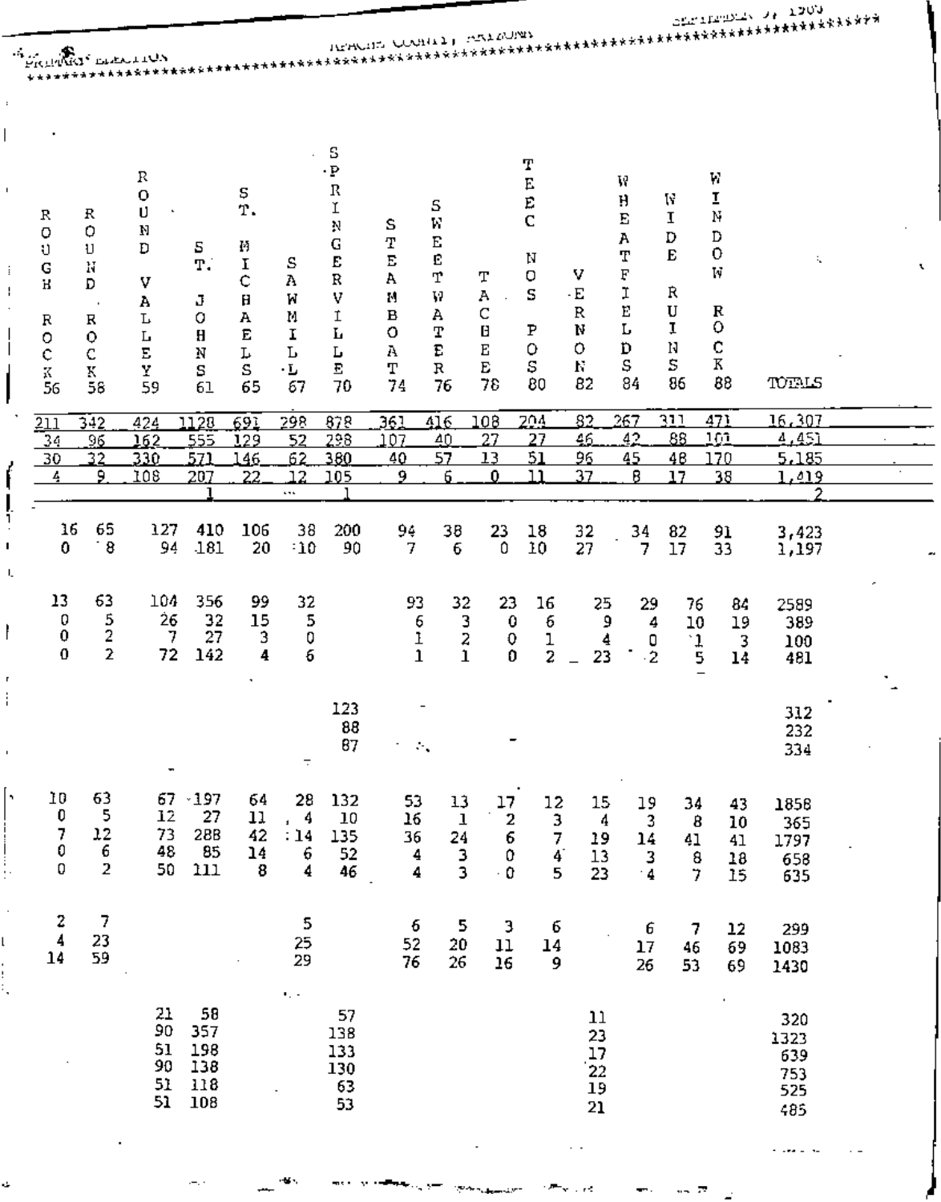**PRIMARY ELECTION — APACHE COUNTY, ARIZONA — SEPTEMBER 9, 1980**

| ROUGH ROCK 56 | ROUND ROCK 58 | ROUND VALLEY 59 | ST. JOHNS 61 | ST. MICHAELS 65 | SAWMILL 67 | SPRINGERVILLE 70 | STEAMBOAT 74 | SWEETWATER 76 | TACHEE 78 | TEEC NOS POS 80 | VERNON 82 | WHEATFIELDS 84 | WIDE RUINS 86 | WINDOW ROCK 88 | TOTALS |
|---|---|---|---|---|---|---|---|---|---|---|---|---|---|---|---|
| 211 | 342 | 424 | 1128 | 691 | 298 | 878 | 361 | 416 | 108 | 204 | 82 | 267 | 311 | 471 | 16,307 |
| 34 | 96 | 162 | 555 | 129 | 52 | 298 | 107 | 40 | 27 | 27 | 46 | 42 | 88 | 101 | 4,451 |
| 30 | 32 | 330 | 571 | 146 | 62 | 380 | 40 | 57 | 13 | 51 | 96 | 45 | 48 | 170 | 5,185 |
| 4 | 9 | 108 | 207 | 22 | 12 | 105 | 9 | 6 | 0 | 11 | 37 | 8 | 17 | 38 | 1,419 |
| | | | 1 | | | 1 | | | | | | | | | 2 |
| | | | | | | | | | | | | | | | |
| 16 | 65 | 127 | 410 | 106 | 38 | 200 | 94 | 38 | 23 | 18 | 32 | 34 | 82 | 91 | 3,423 |
| 0 | 8 | 94 | 181 | 20 | 10 | 90 | 7 | 6 | 0 | 10 | 27 | 7 | 17 | 33 | 1,197 |
| | | | | | | | | | | | | | | | |
| 13 | 63 | 104 | 356 | 99 | 32 | | 93 | 32 | 23 | 16 | 25 | 29 | 76 | 84 | 2589 |
| 0 | 5 | 26 | 32 | 15 | 5 | | 6 | 3 | 0 | 6 | 9 | 4 | 10 | 19 | 389 |
| 0 | 2 | 7 | 27 | 3 | 0 | | 1 | 2 | 0 | 1 | 4 | 0 | 1 | 3 | 100 |
| 0 | 2 | 72 | 142 | 4 | 6 | | 1 | 1 | 0 | 2 | 23 | 2 | 5 | 14 | 481 |
| | | | | | | | | | | | | | | | |
| | | | | | | 123 | | | | | | | | | 312 |
| | | | | | | 88 | | | | | | | | | 232 |
| | | | | | | 87 | | | | | | | | | 334 |
| | | | | | | | | | | | | | | | |
| 10 | 63 | 67 | 197 | 64 | 28 | 132 | 53 | 13 | 17 | 12 | 15 | 19 | 34 | 43 | 1858 |
| 0 | 5 | 12 | 27 | 11 | 4 | 10 | 16 | 1 | 2 | 3 | 4 | 3 | 8 | 10 | 365 |
| 7 | 12 | 73 | 288 | 42 | 14 | 135 | 36 | 24 | 6 | 7 | 19 | 14 | 41 | 41 | 1797 |
| 0 | 6 | 48 | 85 | 14 | 6 | 52 | 4 | 3 | 0 | 4 | 13 | 3 | 8 | 18 | 658 |
| 0 | 2 | 50 | 111 | 8 | 4 | 46 | 4 | 3 | 0 | 5 | 23 | 4 | 7 | 15 | 635 |
| | | | | | | | | | | | | | | | |
| 2 | 7 | | | | 5 | | 6 | 5 | 3 | 6 | | 6 | 7 | 12 | 299 |
| 4 | 23 | | | | 25 | | 52 | 20 | 11 | 14 | | 17 | 46 | 69 | 1083 |
| 14 | 59 | | | | 29 | | 76 | 26 | 16 | 9 | | 26 | 53 | 69 | 1430 |
| | | | | | | | | | | | | | | | |
| | | 21 | 58 | | | 57 | | | | | 11 | | | | 320 |
| | | 90 | 357 | | | 138 | | | | | 23 | | | | 1323 |
| | | 51 | 198 | | | 133 | | | | | 17 | | | | 639 |
| | | 90 | 138 | | | 130 | | | | | 22 | | | | 753 |
| | | 51 | 118 | | | 63 | | | | | 19 | | | | 525 |
| | | 51 | 108 | | | 53 | | | | | 21 | | | | 485 |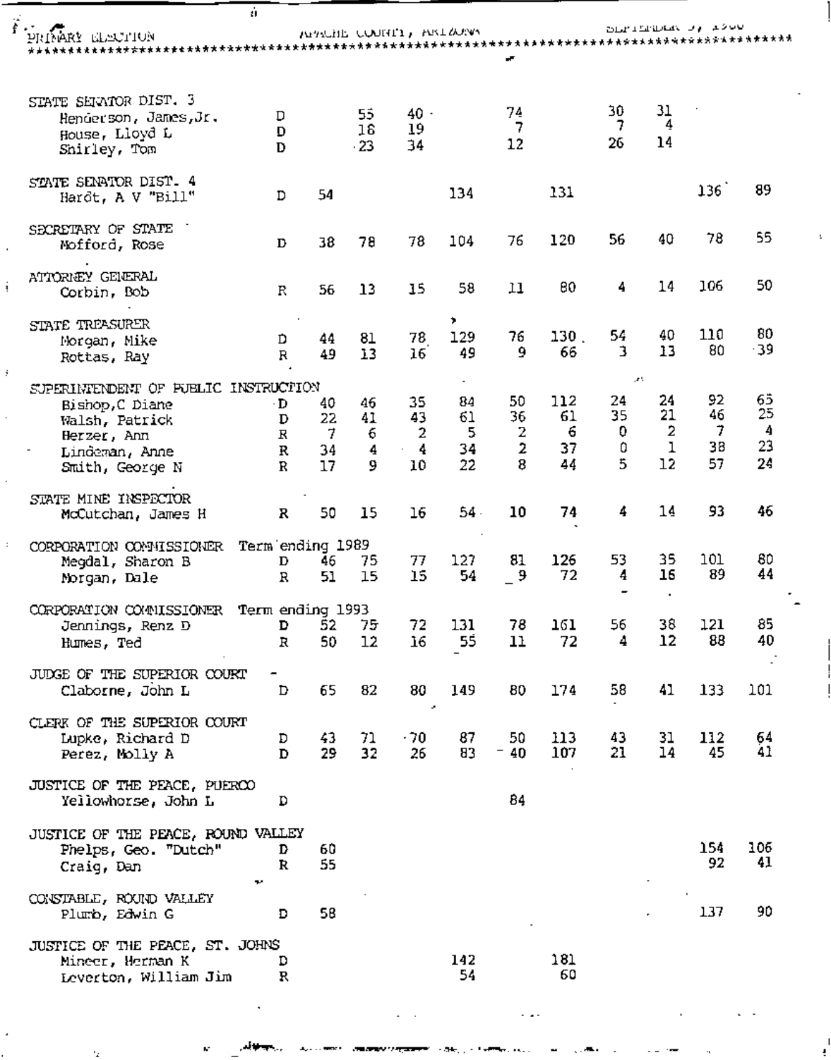| Office / Candidate | Party | | | | | | | | | | |
|---|---|---|---|---|---|---|---|---|---|---|---|
| **STATE SENATOR DIST. 3** | | | | | | | | | | | |
| Henderson, James,Jr. | D | | 55 | 40 | | 74 | | 30 | 31 | | |
| House, Lloyd L | D | | 18 | 19 | | 7 | | 7 | 4 | | |
| Shirley, Tom | D | | 23 | 34 | | 12 | | 26 | 14 | | |
| **STATE SENATOR DIST. 4** | | | | | | | | | | | |
| Hardt, A V "Bill" | D | 54 | | | 134 | | 131 | | | 136 | 89 |
| **SECRETARY OF STATE** | | | | | | | | | | | |
| Mofford, Rose | D | 38 | 78 | 78 | 104 | 76 | 120 | 56 | 40 | 78 | 55 |
| **ATTORNEY GENERAL** | | | | | | | | | | | |
| Corbin, Bob | R | 56 | 13 | 15 | 58 | 11 | 80 | 4 | 14 | 106 | 50 |
| **STATE TREASURER** | | | | | | | | | | | |
| Morgan, Mike | D | 44 | 81 | 78 | 129 | 76 | 130 | 54 | 40 | 110 | 80 |
| Rottas, Ray | R | 49 | 13 | 16 | 49 | 9 | 66 | 3 | 13 | 80 | 39 |
| **SUPERINTENDENT OF PUBLIC INSTRUCTION** | | | | | | | | | | | |
| Bishop,C Diane | D | 40 | 46 | 35 | 84 | 50 | 112 | 24 | 24 | 92 | 65 |
| Walsh, Patrick | D | 22 | 41 | 43 | 61 | 36 | 61 | 35 | 21 | 46 | 25 |
| Herzer, Ann | R | 7 | 6 | 2 | 5 | 2 | 6 | 0 | 2 | 7 | 4 |
| Lindeman, Anne | R | 34 | 4 | 4 | 34 | 2 | 37 | 0 | 1 | 38 | 23 |
| Smith, George N | R | 17 | 9 | 10 | 22 | 8 | 44 | 5 | 12 | 57 | 24 |
| **STATE MINE INSPECTOR** | | | | | | | | | | | |
| McCutchan, James H | R | 50 | 15 | 16 | 54 | 10 | 74 | 4 | 14 | 93 | 46 |
| **CORPORATION COMMISSIONER Term ending 1989** | | | | | | | | | | | |
| Megdal, Sharon B | D | 46 | 75 | 77 | 127 | 81 | 126 | 53 | 35 | 101 | 80 |
| Morgan, Dale | R | 51 | 15 | 15 | 54 | 9 | 72 | 4 | 16 | 89 | 44 |
| **CORPORATION COMMISSIONER Term ending 1993** | | | | | | | | | | | |
| Jennings, Renz D | D | 52 | 75 | 72 | 131 | 78 | 161 | 56 | 38 | 121 | 85 |
| Humes, Ted | R | 50 | 12 | 16 | 55 | 11 | 72 | 4 | 12 | 88 | 40 |
| **JUDGE OF THE SUPERIOR COURT** | | | | | | | | | | | |
| Claborne, John L | D | 65 | 82 | 80 | 149 | 80 | 174 | 58 | 41 | 133 | 101 |
| **CLERK OF THE SUPERIOR COURT** | | | | | | | | | | | |
| Lupke, Richard D | D | 43 | 71 | 70 | 87 | 50 | 113 | 43 | 31 | 112 | 64 |
| Perez, Molly A | D | 29 | 32 | 26 | 83 | 40 | 107 | 21 | 14 | 45 | 41 |
| **JUSTICE OF THE PEACE, PUERCO** | | | | | | | | | | | |
| Yellowhorse, John L | D | | | | | 84 | | | | | |
| **JUSTICE OF THE PEACE, ROUND VALLEY** | | | | | | | | | | | |
| Phelps, Geo. "Dutch" | D | 60 | | | | | | | | 154 | 106 |
| Craig, Dan | R | 55 | | | | | | | | 92 | 41 |
| **CONSTABLE, ROUND VALLEY** | | | | | | | | | | | |
| Plumb, Edwin G | D | 58 | | | | | | | | 137 | 90 |
| **JUSTICE OF THE PEACE, ST. JOHNS** | | | | | | | | | | | |
| Mineer, Herman K | D | | | | 142 | | 181 | | | | |
| Leverton, William Jim | R | | | | 54 | | 60 | | | | |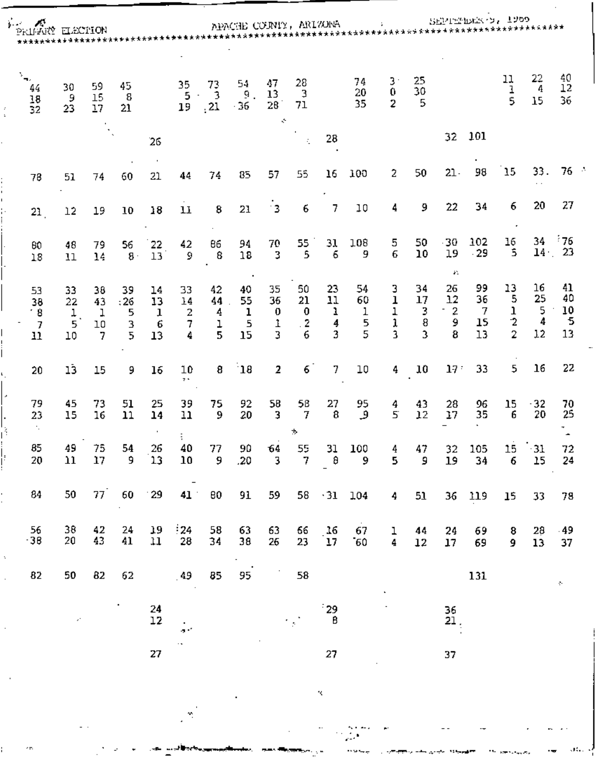| | | | | | | | | | | | | | | | | | | |
|---|---|---|---|---|---|---|---|---|---|---|---|---|---|---|---|---|---|---|
| 44 | 30 | 59 | 45 | | 35 | 73 | 54 | 47 | 28 | | 74 | 3 | 25 | | | 11 | 22 | 40 |
| 18 | 9 | 15 | 8 | | 5 | 3 | 9 | 13 | 3 | | 20 | 0 | 30 | | | 1 | 4 | 12 |
| 32 | 23 | 17 | 21 | | 19 | 21 | 36 | 28 | 71 | | 35 | 2 | 5 | | | 5 | 15 | 36 |
| | | | | 26 | | | | | | 28 | | | | 32 | 101 | | | |
| 78 | 51 | 74 | 60 | 21 | 44 | 74 | 85 | 57 | 55 | 16 | 100 | 2 | 50 | 21 | 98 | 15 | 33 | 76 |
| 21 | 12 | 19 | 10 | 18 | 11 | 8 | 21 | 3 | 6 | 7 | 10 | 4 | 9 | 22 | 34 | 6 | 20 | 27 |
| 80 | 48 | 79 | 56 | 22 | 42 | 86 | 94 | 70 | 55 | 31 | 108 | 5 | 50 | 30 | 102 | 16 | 34 | 76 |
| 18 | 11 | 14 | 8 | 13 | 9 | 8 | 18 | 3 | 5 | 6 | 9 | 6 | 10 | 19 | 29 | 5 | 14 | 23 |
| 53 | 33 | 38 | 39 | 14 | 33 | 42 | 40 | 35 | 50 | 23 | 54 | 3 | 34 | 26 | 99 | 13 | 16 | 41 |
| 38 | 22 | 43 | 26 | 13 | 14 | 44 | 55 | 36 | 21 | 11 | 60 | 1 | 17 | 12 | 36 | 5 | 25 | 40 |
| 8 | 1 | 1 | 5 | 1 | 2 | 4 | 1 | 0 | 0 | 1 | 1 | 1 | 3 | 2 | 7 | 1 | 5 | 10 |
| 7 | 5 | 10 | 3 | 6 | 7 | 1 | 5 | 1 | 2 | 4 | 5 | 1 | 8 | 9 | 15 | 2 | 4 | 5 |
| 11 | 10 | 7 | 5 | 13 | 4 | 5 | 15 | 3 | 6 | 3 | 5 | 3 | 3 | 8 | 13 | 2 | 12 | 13 |
| 20 | 13 | 15 | 9 | 16 | 10 | 8 | 18 | 2 | 6 | 7 | 10 | 4 | 10 | 17 | 33 | 5 | 16 | 22 |
| 79 | 45 | 73 | 51 | 25 | 39 | 75 | 92 | 58 | 58 | 27 | 95 | 4 | 43 | 28 | 96 | 15 | 32 | 70 |
| 23 | 15 | 16 | 11 | 14 | 11 | 9 | 20 | 3 | 7 | 8 | 9 | 5 | 12 | 17 | 35 | 6 | 20 | 25 |
| 85 | 49 | 75 | 54 | 26 | 40 | 77 | 90 | 64 | 55 | 31 | 100 | 4 | 47 | 32 | 105 | 15 | 31 | 72 |
| 20 | 11 | 17 | 9 | 13 | 10 | 9 | 20 | 3 | 7 | 8 | 9 | 5 | 9 | 19 | 34 | 6 | 15 | 24 |
| 84 | 50 | 77 | 60 | 29 | 41 | 80 | 91 | 59 | 58 | 31 | 104 | 4 | 51 | 36 | 119 | 15 | 33 | 78 |
| 56 | 38 | 42 | 24 | 19 | 24 | 58 | 63 | 63 | 66 | 16 | 67 | 1 | 44 | 24 | 69 | 8 | 28 | 49 |
| 38 | 20 | 43 | 41 | 11 | 28 | 34 | 38 | 26 | 23 | 17 | 60 | 4 | 12 | 17 | 69 | 9 | 13 | 37 |
| 82 | 50 | 82 | 62 | | 49 | 85 | 95 | | 58 | | | | | | 131 | | | |
| | | | | 24 | | | | | | 29 | | | | 36 | | | | |
| | | | | 12 | | | | | | 8 | | | | 21 | | | | |
| | | | | 27 | | | | | | 27 | | | | 37 | | | | |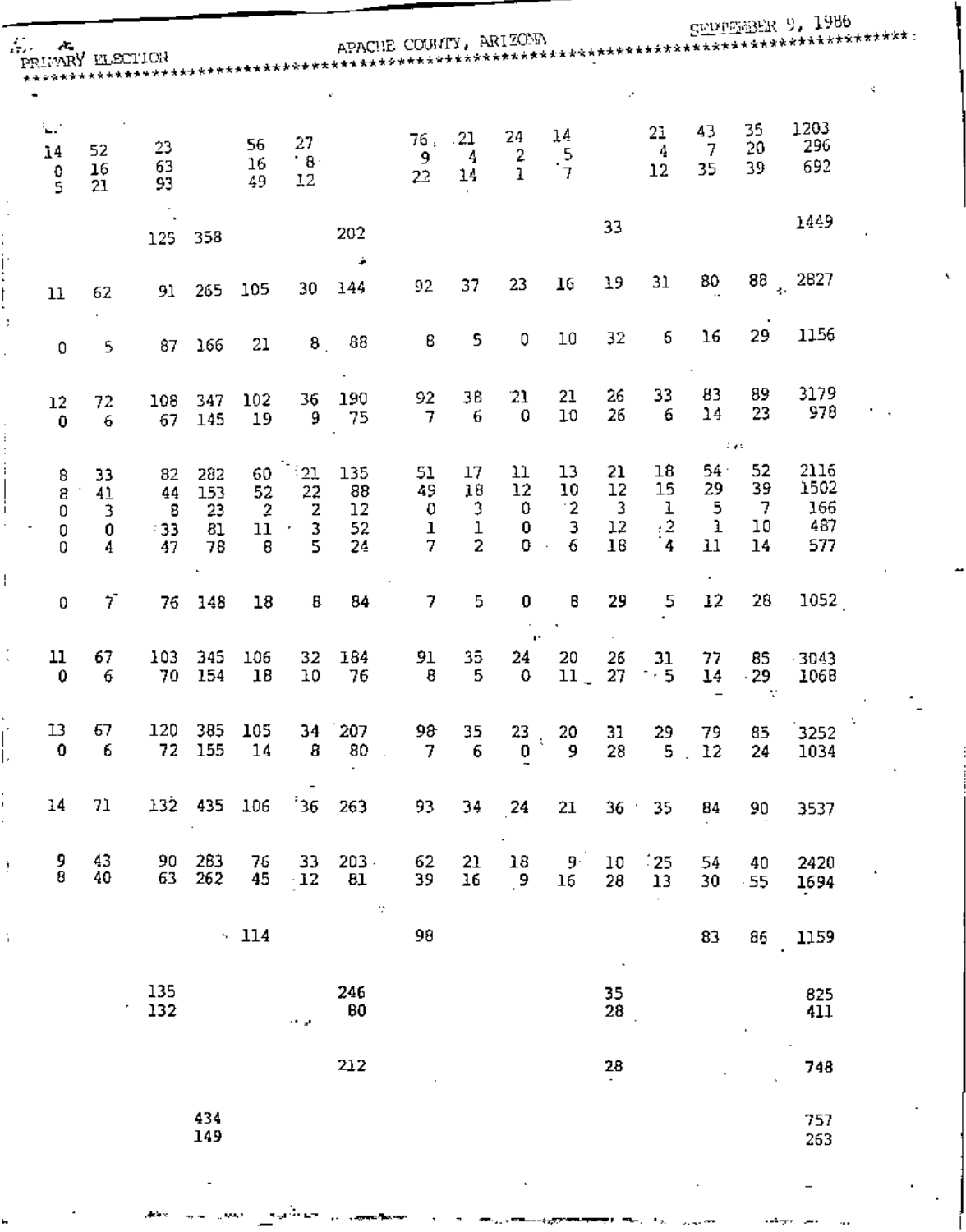PRIMARY ELECTION — APACHE COUNTY, ARIZONA — SEPTEMBER 9, 1986

| | | | | | | | | | | | | | | | |
|---|---|---|---|---|---|---|---|---|---|---|---|---|---|---|---|
| 14 | 52 | 23 | | 56 | 27 | | 76 | 21 | 24 | 14 | | 21 | 43 | 35 | 1203 |
| 0 | 16 | 63 | | 16 | 8 | | 9 | 4 | 2 | 5 | | 4 | 7 | 20 | 296 |
| 5 | 21 | 93 | | 49 | 12 | | 22 | 14 | 1 | 7 | | 12 | 35 | 39 | 692 |
| | | 125 | 358 | | | 202 | | | | | 33 | | | | 1449 |
| 11 | 62 | 91 | 265 | 105 | 30 | 144 | 92 | 37 | 23 | 16 | 19 | 31 | 80 | 88 | 2827 |
| 0 | 5 | 87 | 166 | 21 | 8 | 88 | 8 | 5 | 0 | 10 | 32 | 6 | 16 | 29 | 1156 |
| 12 | 72 | 108 | 347 | 102 | 36 | 190 | 92 | 38 | 21 | 21 | 26 | 33 | 83 | 89 | 3179 |
| 0 | 6 | 67 | 145 | 19 | 9 | 75 | 7 | 6 | 0 | 10 | 26 | 6 | 14 | 23 | 978 |
| 8 | 33 | 82 | 282 | 60 | 21 | 135 | 51 | 17 | 11 | 13 | 21 | 18 | 54 | 52 | 2116 |
| 8 | 41 | 44 | 153 | 52 | 22 | 88 | 49 | 18 | 12 | 10 | 12 | 15 | 29 | 39 | 1502 |
| 0 | 3 | 8 | 23 | 2 | 2 | 12 | 0 | 3 | 0 | 2 | 3 | 1 | 5 | 7 | 166 |
| 0 | 0 | 33 | 81 | 11 | 3 | 52 | 1 | 1 | 0 | 3 | 12 | 2 | 1 | 10 | 487 |
| 0 | 4 | 47 | 78 | 8 | 5 | 24 | 7 | 2 | 0 | 6 | 18 | 4 | 11 | 14 | 577 |
| 0 | 7 | 76 | 148 | 18 | 8 | 84 | 7 | 5 | 0 | 8 | 29 | 5 | 12 | 28 | 1052 |
| 11 | 67 | 103 | 345 | 106 | 32 | 184 | 91 | 35 | 24 | 20 | 26 | 31 | 77 | 85 | 3043 |
| 0 | 6 | 70 | 154 | 18 | 10 | 76 | 8 | 5 | 0 | 11 | 27 | 5 | 14 | 29 | 1068 |
| 13 | 67 | 120 | 385 | 105 | 34 | 207 | 98 | 35 | 23 | 20 | 31 | 29 | 79 | 85 | 3252 |
| 0 | 6 | 72 | 155 | 14 | 8 | 80 | 7 | 6 | 0 | 9 | 28 | 5 | 12 | 24 | 1034 |
| 14 | 71 | 132 | 435 | 106 | 36 | 263 | 93 | 34 | 24 | 21 | 36 | 35 | 84 | 90 | 3537 |
| 9 | 43 | 90 | 283 | 76 | 33 | 203 | 62 | 21 | 18 | 9 | 10 | 25 | 54 | 40 | 2420 |
| 8 | 40 | 63 | 262 | 45 | 12 | 81 | 39 | 16 | 9 | 16 | 28 | 13 | 30 | 55 | 1694 |
| | | | | 114 | | | 98 | | | | | | 83 | 86 | 1159 |
| | | 135 | | | | 246 | | | | | 35 | | | | 825 |
| | | 132 | | | | 80 | | | | | 28 | | | | 411 |
| | | | | | | 212 | | | | | 28 | | | | 748 |
| | | | 434 | | | | | | | | | | | | 757 |
| | | | 149 | | | | | | | | | | | | 263 |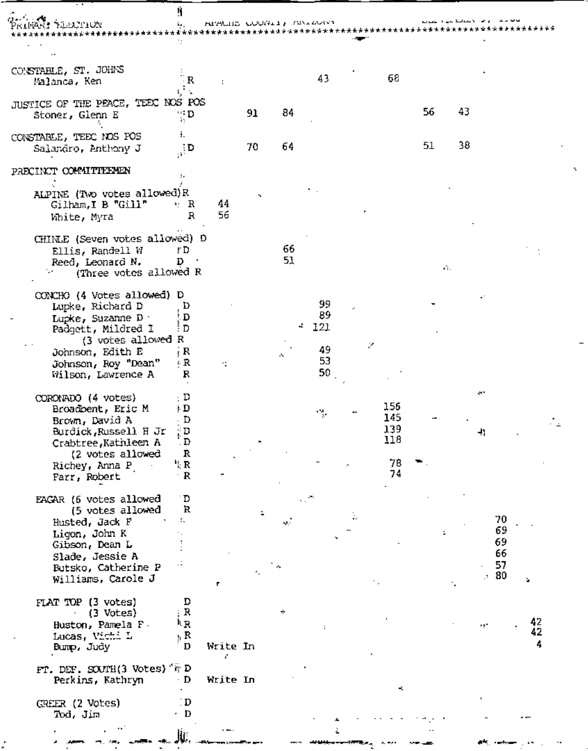| | Party | | | | | | | | | |
|---|---|---|---|---|---|---|---|---|---|---|
| **CONSTABLE, ST. JOHNS** | | | | | | | | | | |
| Malanca, Ken | R | | | | 43 | 68 | | | | |
| **JUSTICE OF THE PEACE, TEEC NOS POS** | | | | | | | | | | |
| Stoner, Glenn E | D | | 91 | 84 | | | 56 | 43 | | |
| **CONSTABLE, TEEC NOS POS** | | | | | | | | | | |
| Salandro, Anthony J | D | | 70 | 64 | | | 51 | 38 | | |
| **PRECINCT COMMITTEEMEN** | | | | | | | | | | |
| ALPINE (Two votes allowed) | R | | | | | | | | | |
| Gilham, I B "Gill" | R | 44 | | | | | | | | |
| White, Myra | R | 56 | | | | | | | | |
| CHINLE (Seven votes allowed) | D | | | | | | | | | |
| Ellis, Randell W | D | | | 66 | | | | | | |
| Reed, Leonard N. | D | | | 51 | | | | | | |
| (Three votes allowed | R | | | | | | | | | |
| CONCHO (4 Votes allowed) | D | | | | | | | | | |
| Lupke, Richard D | D | | | | 99 | | | | | |
| Lupke, Suzanne D | D | | | | 89 | | | | | |
| Padgett, Mildred I | D | | | | 121 | | | | | |
| (3 votes allowed | R | | | | | | | | | |
| Johnson, Edith E | R | | | | 49 | | | | | |
| Johnson, Roy "Dean" | R | | | | 53 | | | | | |
| Wilson, Lawrence A | R | | | | 50 | | | | | |
| CORONADO (4 votes) | D | | | | | | | | | |
| Broadbent, Eric M | D | | | | | 156 | | | | |
| Brown, David A | D | | | | | 145 | | | | |
| Burdick, Russell H Jr | D | | | | | 139 | | | | |
| Crabtree, Kathleen A | D | | | | | 118 | | | | |
| (2 votes allowed | R | | | | | | | | | |
| Richey, Anna P | R | | | | | 78 | | | | |
| Farr, Robert | R | | | | | 74 | | | | |
| EAGAR (6 votes allowed | D | | | | | | | | | |
| (5 votes allowed | R | | | | | | | | | |
| Husted, Jack F | | | | | | | | | 70 | |
| Ligon, John K | | | | | | | | | 69 | |
| Gibson, Dean L | | | | | | | | | 69 | |
| Slade, Jessie A | | | | | | | | | 66 | |
| Butsko, Catherine P | | | | | | | | | 57 | |
| Williams, Carole J | | | | | | | | | 80 | |
| FLAT TOP (3 votes) | D | | | | | | | | | |
| (3 Votes) | R | | | | | | | | | |
| Huston, Pamela F | R | | | | | | | | | 42 |
| Lucas, Vicki L | R | | | | | | | | | 42 |
| Bump, Judy | D | Write In | | | | | | | | 4 |
| FT. DEF. SOUTH (3 Votes) | D | | | | | | | | | |
| Perkins, Kathryn | D | Write In | | | | | | | | |
| GREER (2 Votes) | D | | | | | | | | | |
| Tod, Jim | D | | | | | | | | | |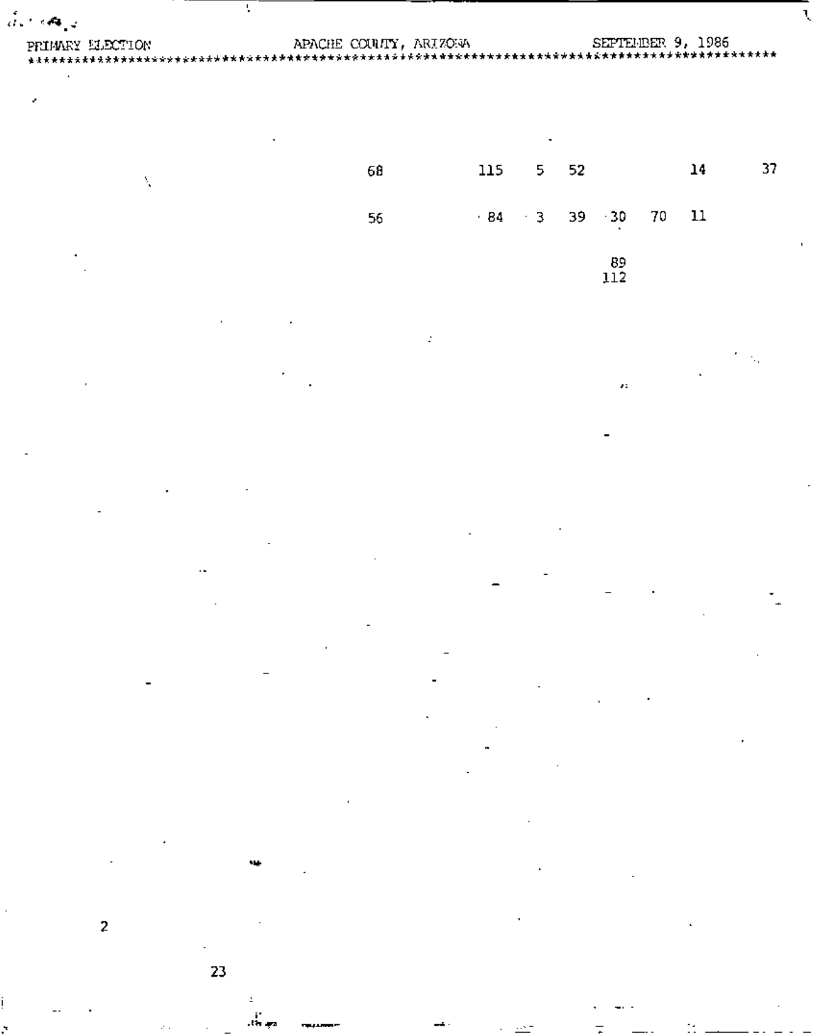PRIMARY ELECTION APACHE COUNTY, ARIZONA SEPTEMBER 9, 1986

*****************************************************************************************

68 115 5 52 14 37

56 84 3 39 30 70 11

89
112

2

23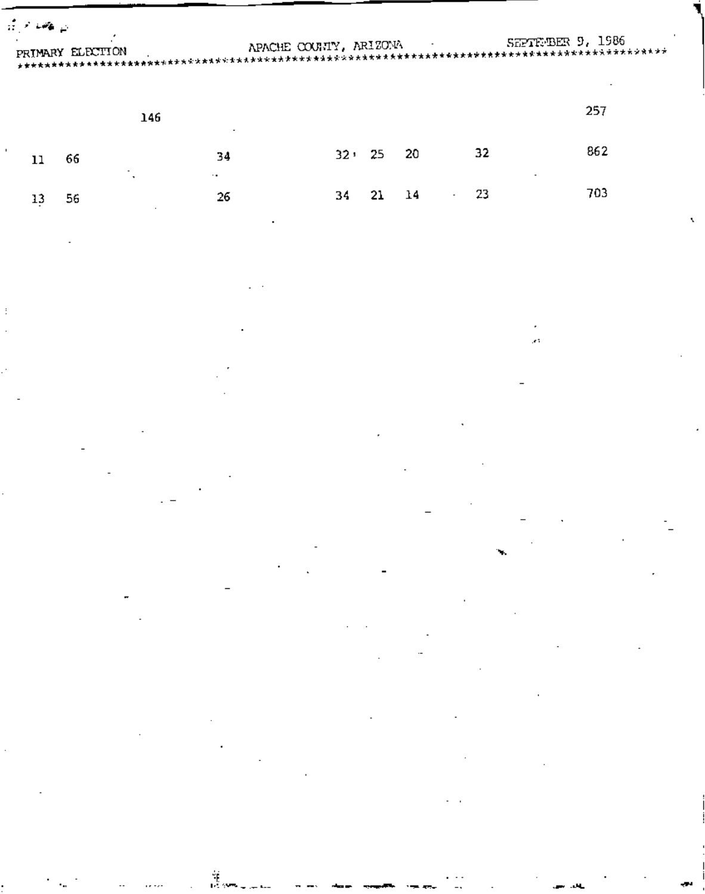| | | | | | | | | |
|---|---|---|---|---|---|---|---|---|
| | | 146 | | | | | | 257 |
| 11 | 66 | | 34 | 32 | 25 | 20 | 32 | 862 |
| 13 | 56 | | 26 | 34 | 21 | 14 | 23 | 703 |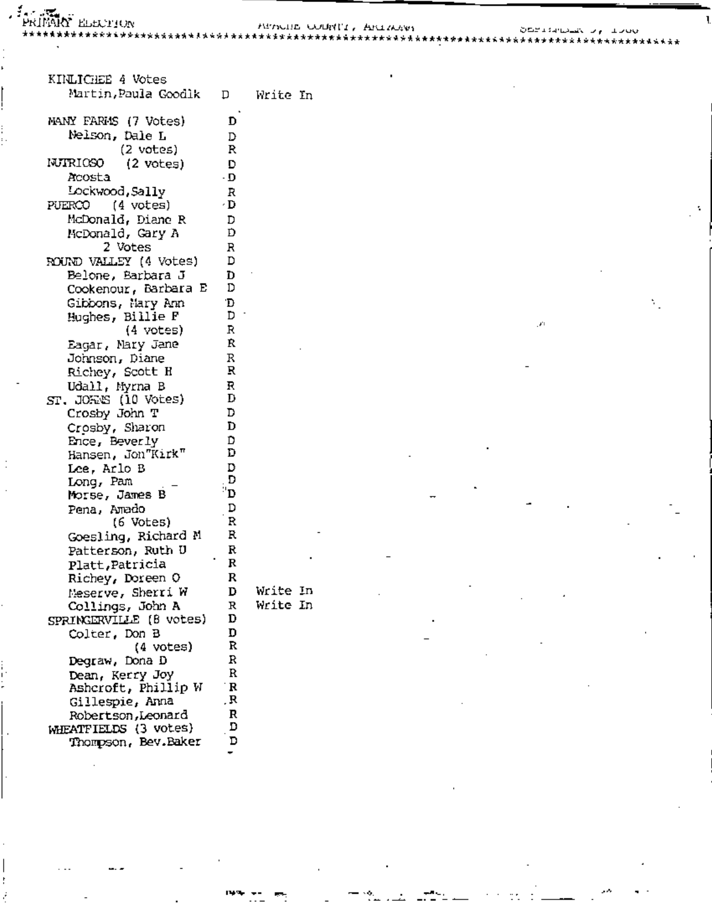PRIMARY ELECTION APACHE COUNTY, ARIZONA SEPTEMBER 9, 1986

| | | |
|---|---|---|
| KINLICHEE 4 Votes | | |
| Martin,Paula Goodlk | D | Write In |
| MANY FARMS (7 Votes) | D | |
| Nelson, Dale L | D | |
| (2 votes) | R | |
| NUTRIOSO (2 votes) | D | |
| Acosta | D | |
| Lockwood,Sally | R | |
| PUERCO (4 votes) | D | |
| McDonald, Diane R | D | |
| McDonald, Gary A | D | |
| 2 Votes | R | |
| ROUND VALLEY (4 Votes) | D | |
| Belone, Barbara J | D | |
| Cookenour, Barbara E | D | |
| Gibbons, Mary Ann | D | |
| Hughes, Billie F | D | |
| (4 votes) | R | |
| Eagar, Mary Jane | R | |
| Johnson, Diane | R | |
| Richey, Scott H | R | |
| Udall, Myrna B | R | |
| ST. JOHNS (10 Votes) | D | |
| Crosby John T | D | |
| Crosby, Sharon | D | |
| Ence, Beverly | D | |
| Hansen, Jon"Kirk" | D | |
| Lee, Arlo B | D | |
| Long, Pam | D | |
| Morse, James B | D | |
| Pena, Amado | D | |
| (6 Votes) | R | |
| Goesling, Richard M | R | |
| Patterson, Ruth U | R | |
| Platt,Patricia | R | |
| Richey, Doreen O | R | |
| Meserve, Sherri W | D | Write In |
| Collings, John A | R | Write In |
| SPRINGERVILLE (8 votes) | D | |
| Colter, Don B | D | |
| (4 votes) | R | |
| Degraw, Dona D | R | |
| Dean, Kerry Joy | R | |
| Ashcroft, Phillip W | R | |
| Gillespie, Anna | R | |
| Robertson,Leonard | R | |
| WHEATFIELDS (3 votes) | D | |
| Thompson, Bev.Baker | D | |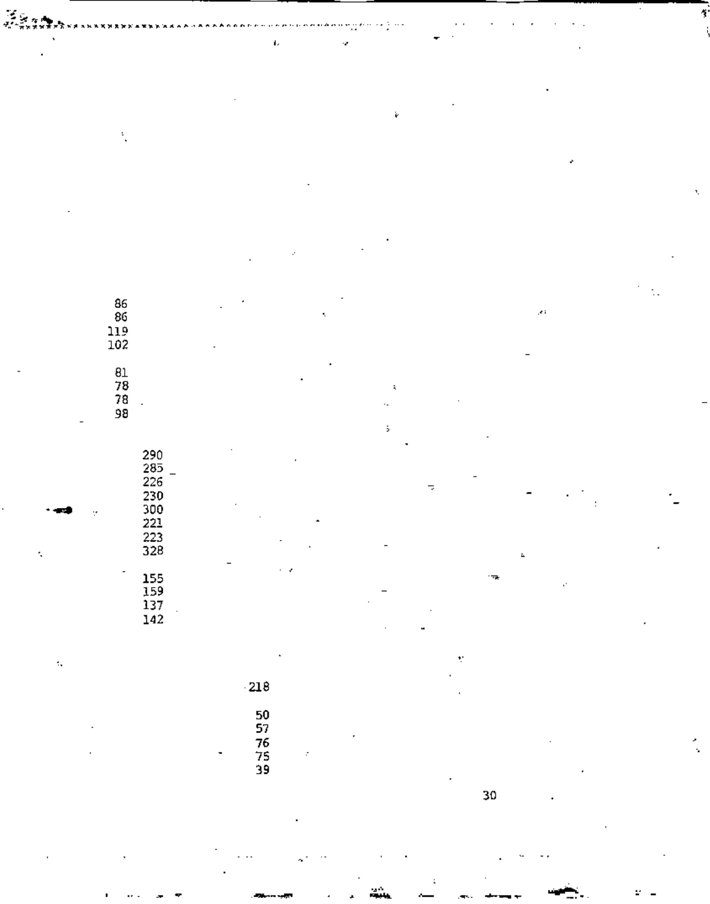86
86
119
102

81
78
78
98

290
285
226
230
300
221
223
328

155
159
137
142

218

50
57
76
75
39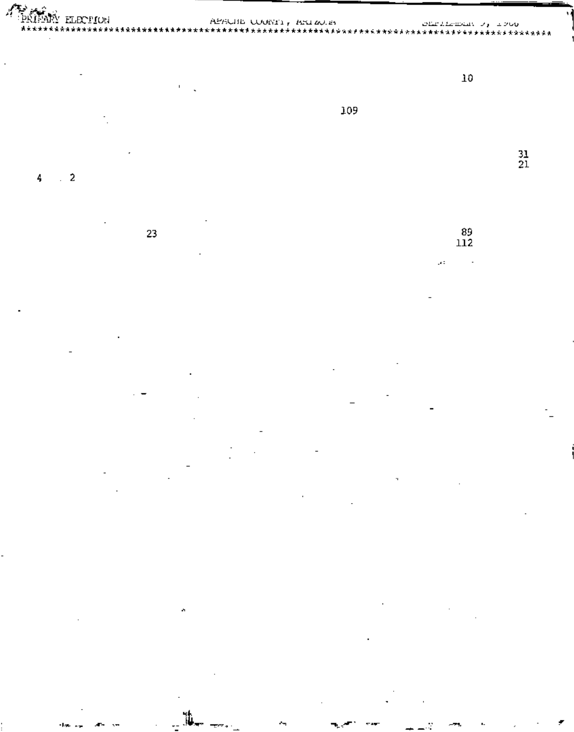10

109

31
21

4 2

23

89
112